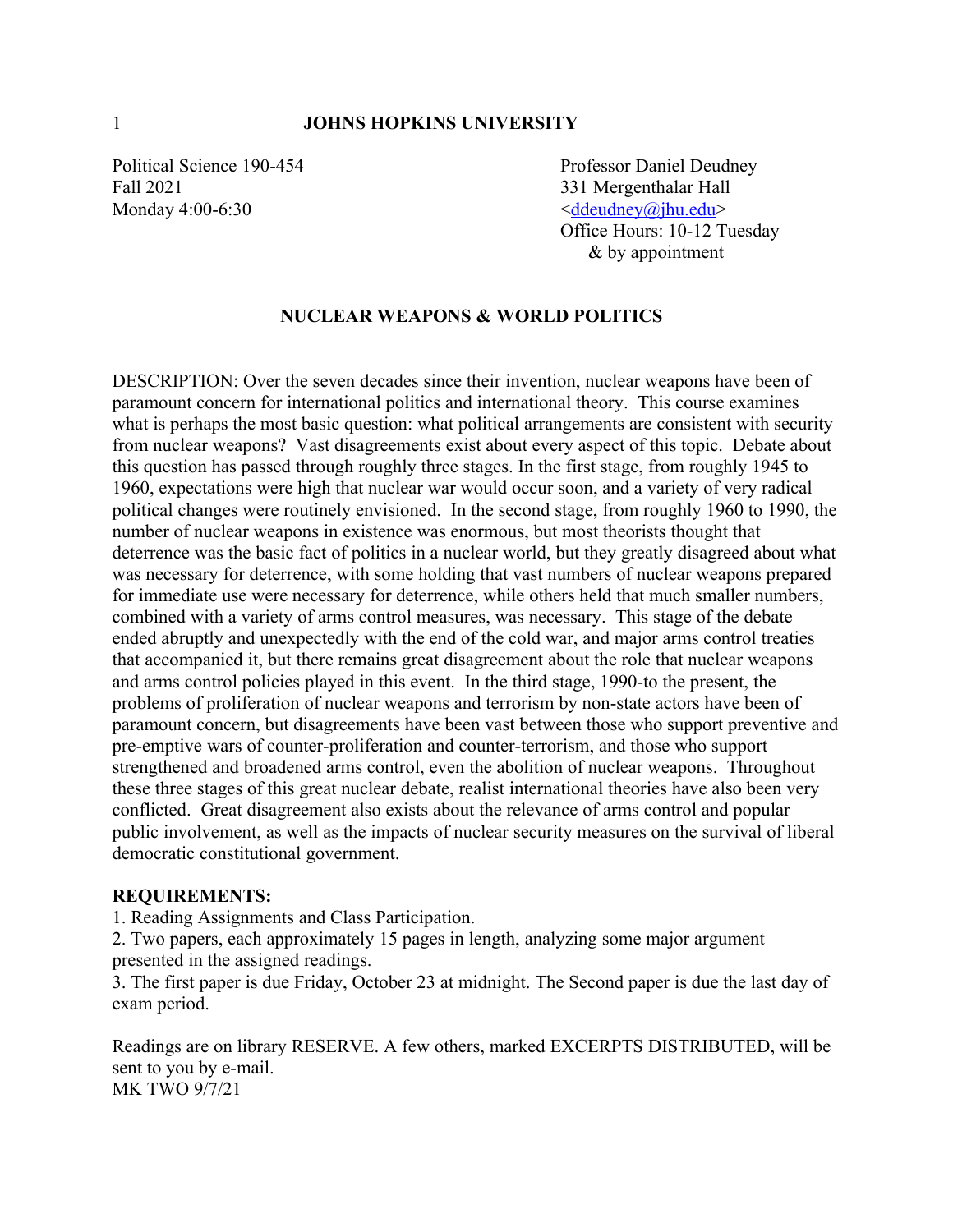# JOHNS HOPKINS UNIVERSITY

Political Science 190-454
Fall 2021
Monday 4:00-6:30

Professor Daniel Deudney
331 Mergenthalar Hall
<ddeudney@jhu.edu>
Office Hours: 10-12 Tuesday
& by appointment

## NUCLEAR WEAPONS & WORLD POLITICS

DESCRIPTION: Over the seven decades since their invention, nuclear weapons have been of paramount concern for international politics and international theory. This course examines what is perhaps the most basic question: what political arrangements are consistent with security from nuclear weapons? Vast disagreements exist about every aspect of this topic. Debate about this question has passed through roughly three stages. In the first stage, from roughly 1945 to 1960, expectations were high that nuclear war would occur soon, and a variety of very radical political changes were routinely envisioned. In the second stage, from roughly 1960 to 1990, the number of nuclear weapons in existence was enormous, but most theorists thought that deterrence was the basic fact of politics in a nuclear world, but they greatly disagreed about what was necessary for deterrence, with some holding that vast numbers of nuclear weapons prepared for immediate use were necessary for deterrence, while others held that much smaller numbers, combined with a variety of arms control measures, was necessary. This stage of the debate ended abruptly and unexpectedly with the end of the cold war, and major arms control treaties that accompanied it, but there remains great disagreement about the role that nuclear weapons and arms control policies played in this event. In the third stage, 1990-to the present, the problems of proliferation of nuclear weapons and terrorism by non-state actors have been of paramount concern, but disagreements have been vast between those who support preventive and pre-emptive wars of counter-proliferation and counter-terrorism, and those who support strengthened and broadened arms control, even the abolition of nuclear weapons. Throughout these three stages of this great nuclear debate, realist international theories have also been very conflicted. Great disagreement also exists about the relevance of arms control and popular public involvement, as well as the impacts of nuclear security measures on the survival of liberal democratic constitutional government.

**REQUIREMENTS:**

1. Reading Assignments and Class Participation.
2. Two papers, each approximately 15 pages in length, analyzing some major argument presented in the assigned readings.
3. The first paper is due Friday, October 23 at midnight. The Second paper is due the last day of exam period.

Readings are on library RESERVE. A few others, marked EXCERPTS DISTRIBUTED, will be sent to you by e-mail.
MK TWO 9/7/21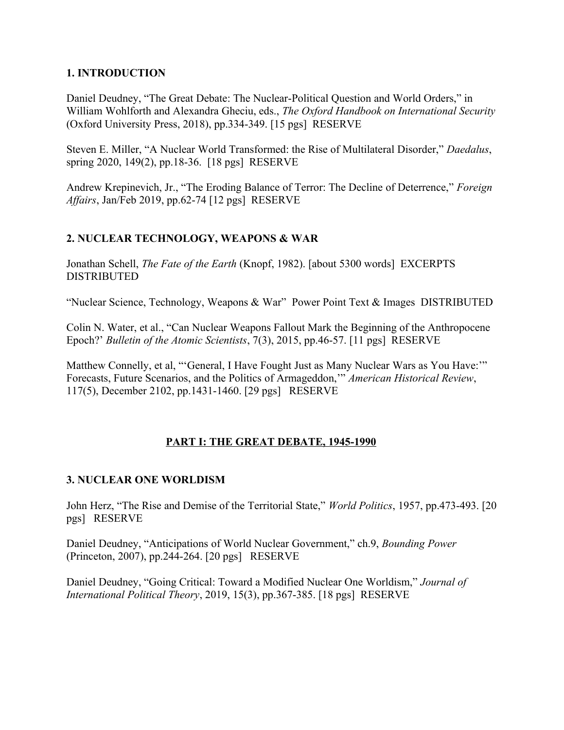## 1. INTRODUCTION

Daniel Deudney, "The Great Debate: The Nuclear-Political Question and World Orders," in William Wohlforth and Alexandra Gheciu, eds., *The Oxford Handbook on International Security* (Oxford University Press, 2018), pp.334-349. [15 pgs] RESERVE

Steven E. Miller, "A Nuclear World Transformed: the Rise of Multilateral Disorder," *Daedalus*, spring 2020, 149(2), pp.18-36. [18 pgs] RESERVE

Andrew Krepinevich, Jr., "The Eroding Balance of Terror: The Decline of Deterrence," *Foreign Affairs*, Jan/Feb 2019, pp.62-74 [12 pgs] RESERVE

## 2. NUCLEAR TECHNOLOGY, WEAPONS & WAR

Jonathan Schell, *The Fate of the Earth* (Knopf, 1982). [about 5300 words] EXCERPTS DISTRIBUTED

"Nuclear Science, Technology, Weapons & War" Power Point Text & Images DISTRIBUTED

Colin N. Water, et al., "Can Nuclear Weapons Fallout Mark the Beginning of the Anthropocene Epoch?' *Bulletin of the Atomic Scientists*, 7(3), 2015, pp.46-57. [11 pgs] RESERVE

Matthew Connelly, et al, "'General, I Have Fought Just as Many Nuclear Wars as You Have:'" Forecasts, Future Scenarios, and the Politics of Armageddon,'" *American Historical Review*, 117(5), December 2102, pp.1431-1460. [29 pgs] RESERVE

# PART I: THE GREAT DEBATE, 1945-1990

## 3. NUCLEAR ONE WORLDISM

John Herz, "The Rise and Demise of the Territorial State," *World Politics*, 1957, pp.473-493. [20 pgs] RESERVE

Daniel Deudney, "Anticipations of World Nuclear Government," ch.9, *Bounding Power* (Princeton, 2007), pp.244-264. [20 pgs] RESERVE

Daniel Deudney, "Going Critical: Toward a Modified Nuclear One Worldism," *Journal of International Political Theory*, 2019, 15(3), pp.367-385. [18 pgs] RESERVE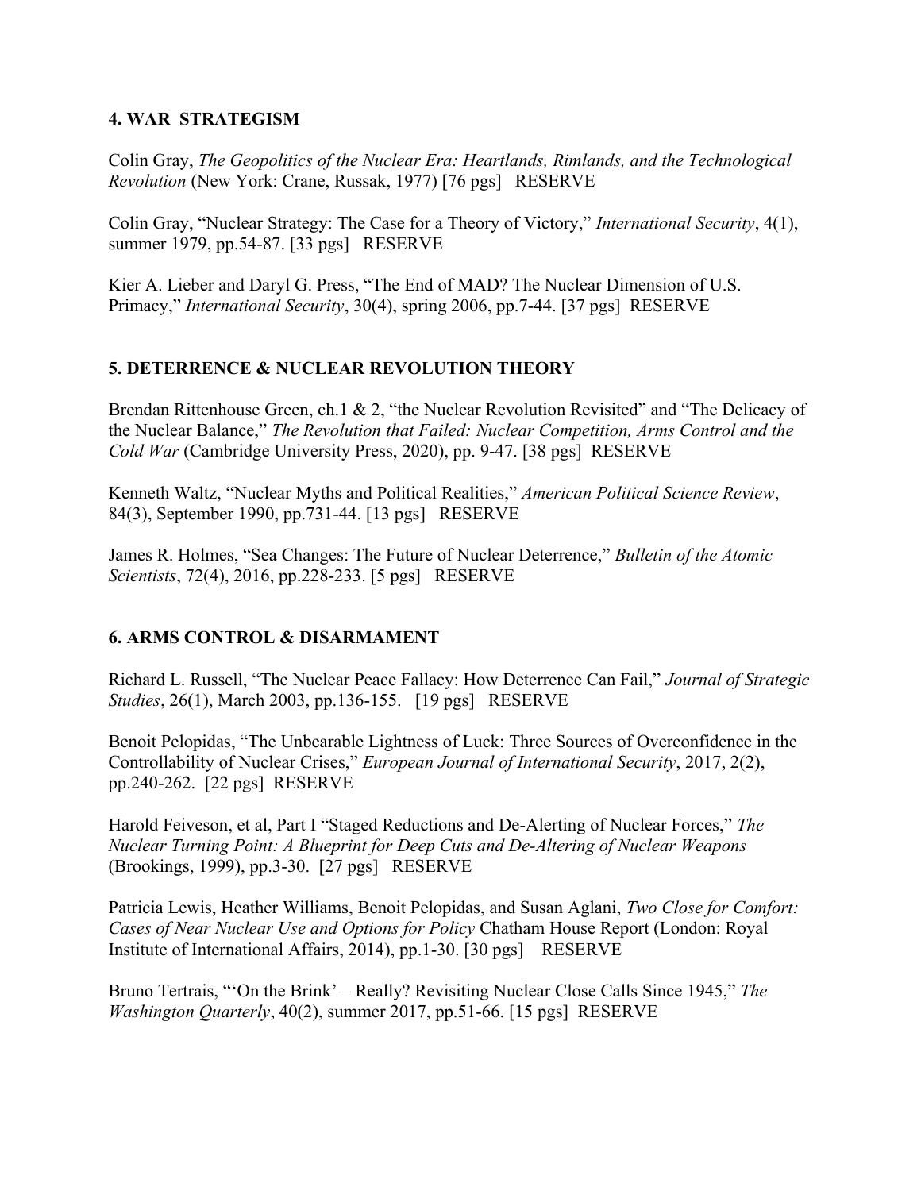### 4. WAR STRATEGISM

Colin Gray, *The Geopolitics of the Nuclear Era: Heartlands, Rimlands, and the Technological Revolution* (New York: Crane, Russak, 1977) [76 pgs] RESERVE

Colin Gray, "Nuclear Strategy: The Case for a Theory of Victory," *International Security*, 4(1), summer 1979, pp.54-87. [33 pgs] RESERVE

Kier A. Lieber and Daryl G. Press, "The End of MAD? The Nuclear Dimension of U.S. Primacy," *International Security*, 30(4), spring 2006, pp.7-44. [37 pgs] RESERVE

### 5. DETERRENCE & NUCLEAR REVOLUTION THEORY

Brendan Rittenhouse Green, ch.1 & 2, "the Nuclear Revolution Revisited" and "The Delicacy of the Nuclear Balance," *The Revolution that Failed: Nuclear Competition, Arms Control and the Cold War* (Cambridge University Press, 2020), pp. 9-47. [38 pgs] RESERVE

Kenneth Waltz, "Nuclear Myths and Political Realities," *American Political Science Review*, 84(3), September 1990, pp.731-44. [13 pgs] RESERVE

James R. Holmes, "Sea Changes: The Future of Nuclear Deterrence," *Bulletin of the Atomic Scientists*, 72(4), 2016, pp.228-233. [5 pgs] RESERVE

### 6. ARMS CONTROL & DISARMAMENT

Richard L. Russell, "The Nuclear Peace Fallacy: How Deterrence Can Fail," *Journal of Strategic Studies*, 26(1), March 2003, pp.136-155. [19 pgs] RESERVE

Benoit Pelopidas, "The Unbearable Lightness of Luck: Three Sources of Overconfidence in the Controllability of Nuclear Crises," *European Journal of International Security*, 2017, 2(2), pp.240-262. [22 pgs] RESERVE

Harold Feiveson, et al, Part I "Staged Reductions and De-Alerting of Nuclear Forces," *The Nuclear Turning Point: A Blueprint for Deep Cuts and De-Altering of Nuclear Weapons* (Brookings, 1999), pp.3-30. [27 pgs] RESERVE

Patricia Lewis, Heather Williams, Benoit Pelopidas, and Susan Aglani, *Two Close for Comfort: Cases of Near Nuclear Use and Options for Policy* Chatham House Report (London: Royal Institute of International Affairs, 2014), pp.1-30. [30 pgs] RESERVE

Bruno Tertrais, "'On the Brink' – Really? Revisiting Nuclear Close Calls Since 1945," *The Washington Quarterly*, 40(2), summer 2017, pp.51-66. [15 pgs] RESERVE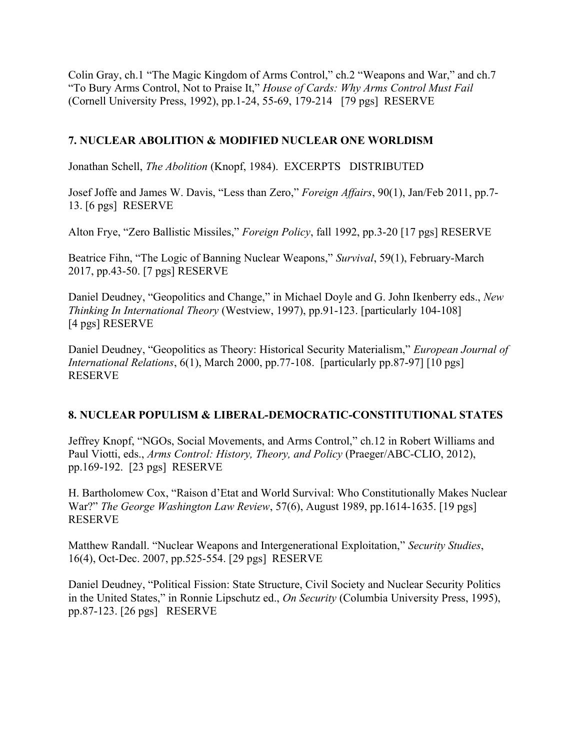Colin Gray, ch.1 "The Magic Kingdom of Arms Control," ch.2 "Weapons and War," and ch.7 "To Bury Arms Control, Not to Praise It," *House of Cards: Why Arms Control Must Fail* (Cornell University Press, 1992), pp.1-24, 55-69, 179-214 [79 pgs] RESERVE

## 7. NUCLEAR ABOLITION & MODIFIED NUCLEAR ONE WORLDISM

Jonathan Schell, *The Abolition* (Knopf, 1984). EXCERPTS DISTRIBUTED

Josef Joffe and James W. Davis, "Less than Zero," *Foreign Affairs*, 90(1), Jan/Feb 2011, pp.7-13. [6 pgs] RESERVE

Alton Frye, "Zero Ballistic Missiles," *Foreign Policy*, fall 1992, pp.3-20 [17 pgs] RESERVE

Beatrice Fihn, "The Logic of Banning Nuclear Weapons," *Survival*, 59(1), February-March 2017, pp.43-50. [7 pgs] RESERVE

Daniel Deudney, "Geopolitics and Change," in Michael Doyle and G. John Ikenberry eds., *New Thinking In International Theory* (Westview, 1997), pp.91-123. [particularly 104-108] [4 pgs] RESERVE

Daniel Deudney, "Geopolitics as Theory: Historical Security Materialism," *European Journal of International Relations*, 6(1), March 2000, pp.77-108. [particularly pp.87-97] [10 pgs] RESERVE

## 8. NUCLEAR POPULISM & LIBERAL-DEMOCRATIC-CONSTITUTIONAL STATES

Jeffrey Knopf, "NGOs, Social Movements, and Arms Control," ch.12 in Robert Williams and Paul Viotti, eds., *Arms Control: History, Theory, and Policy* (Praeger/ABC-CLIO, 2012), pp.169-192. [23 pgs] RESERVE

H. Bartholomew Cox, "Raison d'Etat and World Survival: Who Constitutionally Makes Nuclear War?" *The George Washington Law Review*, 57(6), August 1989, pp.1614-1635. [19 pgs] RESERVE

Matthew Randall. "Nuclear Weapons and Intergenerational Exploitation," *Security Studies*, 16(4), Oct-Dec. 2007, pp.525-554. [29 pgs] RESERVE

Daniel Deudney, "Political Fission: State Structure, Civil Society and Nuclear Security Politics in the United States," in Ronnie Lipschutz ed., *On Security* (Columbia University Press, 1995), pp.87-123. [26 pgs] RESERVE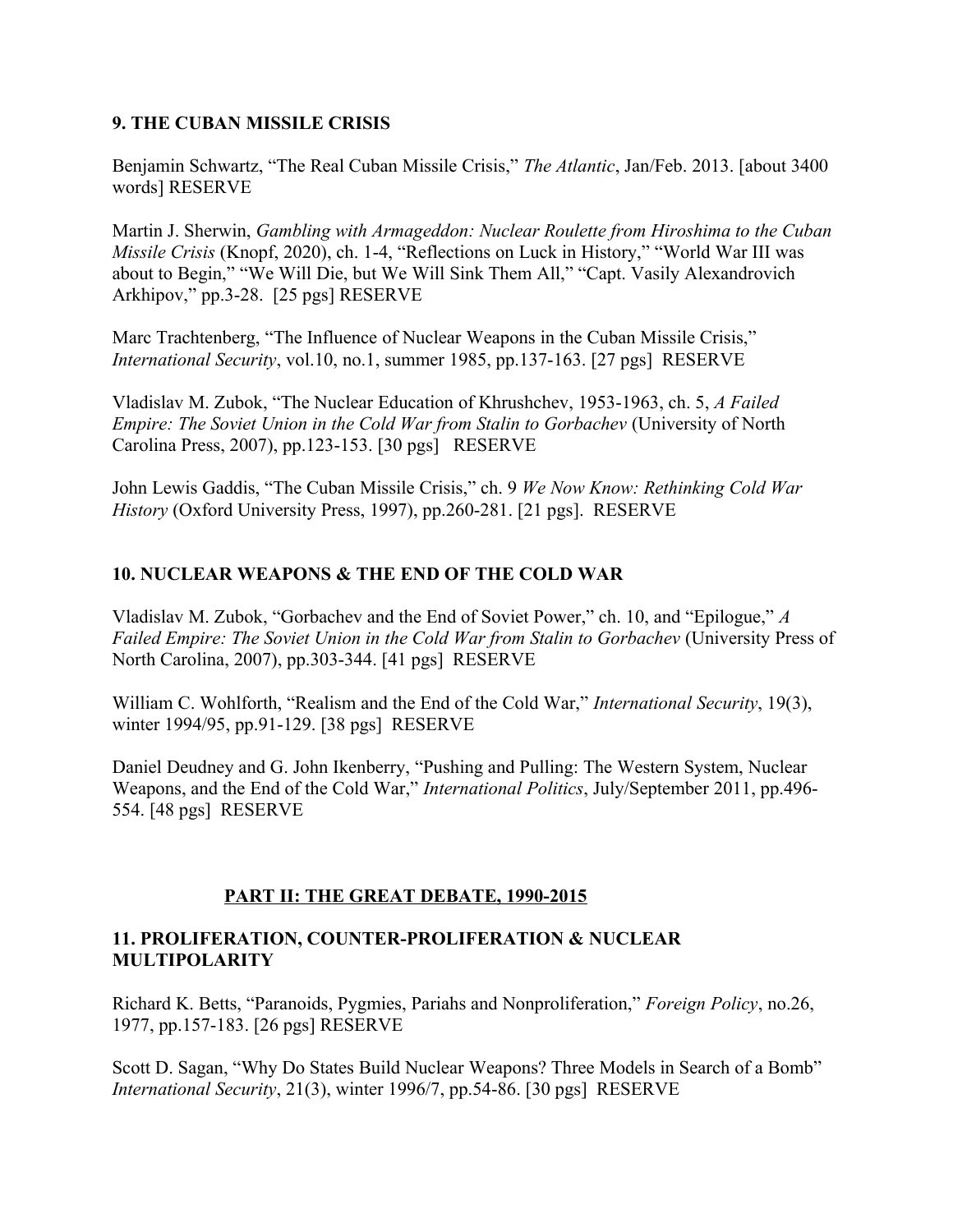### 9. THE CUBAN MISSILE CRISIS

Benjamin Schwartz, "The Real Cuban Missile Crisis," *The Atlantic*, Jan/Feb. 2013. [about 3400 words] RESERVE

Martin J. Sherwin, *Gambling with Armageddon: Nuclear Roulette from Hiroshima to the Cuban Missile Crisis* (Knopf, 2020), ch. 1-4, "Reflections on Luck in History," "World War III was about to Begin," "We Will Die, but We Will Sink Them All," "Capt. Vasily Alexandrovich Arkhipov," pp.3-28. [25 pgs] RESERVE

Marc Trachtenberg, "The Influence of Nuclear Weapons in the Cuban Missile Crisis," *International Security*, vol.10, no.1, summer 1985, pp.137-163. [27 pgs] RESERVE

Vladislav M. Zubok, "The Nuclear Education of Khrushchev, 1953-1963, ch. 5, *A Failed Empire: The Soviet Union in the Cold War from Stalin to Gorbachev* (University of North Carolina Press, 2007), pp.123-153. [30 pgs] RESERVE

John Lewis Gaddis, "The Cuban Missile Crisis," ch. 9 *We Now Know: Rethinking Cold War History* (Oxford University Press, 1997), pp.260-281. [21 pgs]. RESERVE

### 10. NUCLEAR WEAPONS & THE END OF THE COLD WAR

Vladislav M. Zubok, "Gorbachev and the End of Soviet Power," ch. 10, and "Epilogue," *A Failed Empire: The Soviet Union in the Cold War from Stalin to Gorbachev* (University Press of North Carolina, 2007), pp.303-344. [41 pgs] RESERVE

William C. Wohlforth, "Realism and the End of the Cold War," *International Security*, 19(3), winter 1994/95, pp.91-129. [38 pgs] RESERVE

Daniel Deudney and G. John Ikenberry, "Pushing and Pulling: The Western System, Nuclear Weapons, and the End of the Cold War," *International Politics*, July/September 2011, pp.496-554. [48 pgs] RESERVE

## PART II: THE GREAT DEBATE, 1990-2015

### 11. PROLIFERATION, COUNTER-PROLIFERATION & NUCLEAR MULTIPOLARITY

Richard K. Betts, "Paranoids, Pygmies, Pariahs and Nonproliferation," *Foreign Policy*, no.26, 1977, pp.157-183. [26 pgs] RESERVE

Scott D. Sagan, "Why Do States Build Nuclear Weapons? Three Models in Search of a Bomb" *International Security*, 21(3), winter 1996/7, pp.54-86. [30 pgs] RESERVE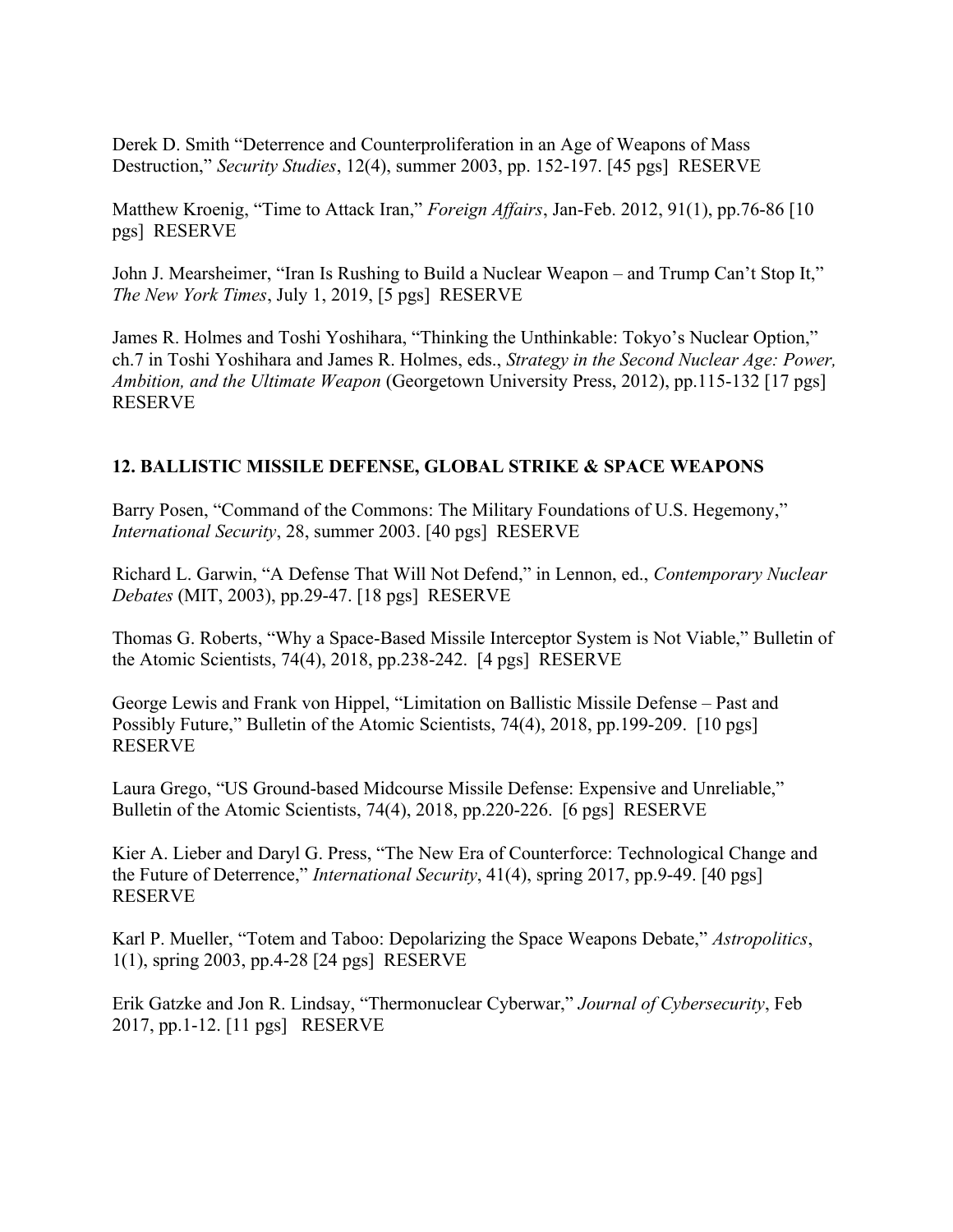Derek D. Smith "Deterrence and Counterproliferation in an Age of Weapons of Mass Destruction," *Security Studies*, 12(4), summer 2003, pp. 152-197. [45 pgs] RESERVE

Matthew Kroenig, "Time to Attack Iran," *Foreign Affairs*, Jan-Feb. 2012, 91(1), pp.76-86 [10 pgs] RESERVE

John J. Mearsheimer, "Iran Is Rushing to Build a Nuclear Weapon – and Trump Can't Stop It," *The New York Times*, July 1, 2019, [5 pgs] RESERVE

James R. Holmes and Toshi Yoshihara, "Thinking the Unthinkable: Tokyo's Nuclear Option," ch.7 in Toshi Yoshihara and James R. Holmes, eds., *Strategy in the Second Nuclear Age: Power, Ambition, and the Ultimate Weapon* (Georgetown University Press, 2012), pp.115-132 [17 pgs] RESERVE

**12. BALLISTIC MISSILE DEFENSE, GLOBAL STRIKE & SPACE WEAPONS**

Barry Posen, "Command of the Commons: The Military Foundations of U.S. Hegemony," *International Security*, 28, summer 2003. [40 pgs] RESERVE

Richard L. Garwin, "A Defense That Will Not Defend," in Lennon, ed., *Contemporary Nuclear Debates* (MIT, 2003), pp.29-47. [18 pgs] RESERVE

Thomas G. Roberts, "Why a Space-Based Missile Interceptor System is Not Viable," Bulletin of the Atomic Scientists, 74(4), 2018, pp.238-242. [4 pgs] RESERVE

George Lewis and Frank von Hippel, "Limitation on Ballistic Missile Defense – Past and Possibly Future," Bulletin of the Atomic Scientists, 74(4), 2018, pp.199-209. [10 pgs] RESERVE

Laura Grego, "US Ground-based Midcourse Missile Defense: Expensive and Unreliable," Bulletin of the Atomic Scientists, 74(4), 2018, pp.220-226. [6 pgs] RESERVE

Kier A. Lieber and Daryl G. Press, "The New Era of Counterforce: Technological Change and the Future of Deterrence," *International Security*, 41(4), spring 2017, pp.9-49. [40 pgs] RESERVE

Karl P. Mueller, "Totem and Taboo: Depolarizing the Space Weapons Debate," *Astropolitics*, 1(1), spring 2003, pp.4-28 [24 pgs] RESERVE

Erik Gatzke and Jon R. Lindsay, "Thermonuclear Cyberwar," *Journal of Cybersecurity*, Feb 2017, pp.1-12. [11 pgs] RESERVE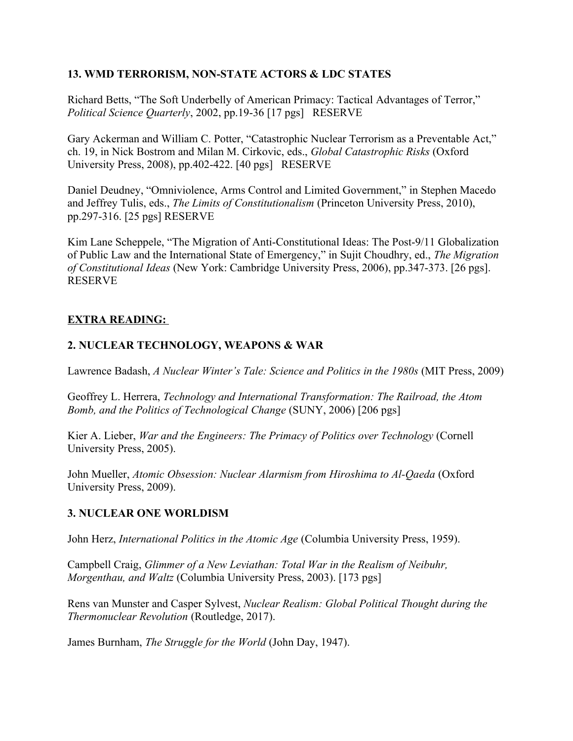### 13. WMD TERRORISM, NON-STATE ACTORS & LDC STATES

Richard Betts, "The Soft Underbelly of American Primacy: Tactical Advantages of Terror," *Political Science Quarterly*, 2002, pp.19-36 [17 pgs] RESERVE

Gary Ackerman and William C. Potter, "Catastrophic Nuclear Terrorism as a Preventable Act," ch. 19, in Nick Bostrom and Milan M. Cirkovic, eds., *Global Catastrophic Risks* (Oxford University Press, 2008), pp.402-422. [40 pgs] RESERVE

Daniel Deudney, "Omniviolence, Arms Control and Limited Government," in Stephen Macedo and Jeffrey Tulis, eds., *The Limits of Constitutionalism* (Princeton University Press, 2010), pp.297-316. [25 pgs] RESERVE

Kim Lane Scheppele, "The Migration of Anti-Constitutional Ideas: The Post-9/11 Globalization of Public Law and the International State of Emergency," in Sujit Choudhry, ed., *The Migration of Constitutional Ideas* (New York: Cambridge University Press, 2006), pp.347-373. [26 pgs]. RESERVE

## EXTRA READING:

### 2. NUCLEAR TECHNOLOGY, WEAPONS & WAR

Lawrence Badash, *A Nuclear Winter's Tale: Science and Politics in the 1980s* (MIT Press, 2009)

Geoffrey L. Herrera, *Technology and International Transformation: The Railroad, the Atom Bomb, and the Politics of Technological Change* (SUNY, 2006) [206 pgs]

Kier A. Lieber, *War and the Engineers: The Primacy of Politics over Technology* (Cornell University Press, 2005).

John Mueller, *Atomic Obsession: Nuclear Alarmism from Hiroshima to Al-Qaeda* (Oxford University Press, 2009).

### 3. NUCLEAR ONE WORLDISM

John Herz, *International Politics in the Atomic Age* (Columbia University Press, 1959).

Campbell Craig, *Glimmer of a New Leviathan: Total War in the Realism of Neibuhr, Morgenthau, and Waltz* (Columbia University Press, 2003). [173 pgs]

Rens van Munster and Casper Sylvest, *Nuclear Realism: Global Political Thought during the Thermonuclear Revolution* (Routledge, 2017).

James Burnham, *The Struggle for the World* (John Day, 1947).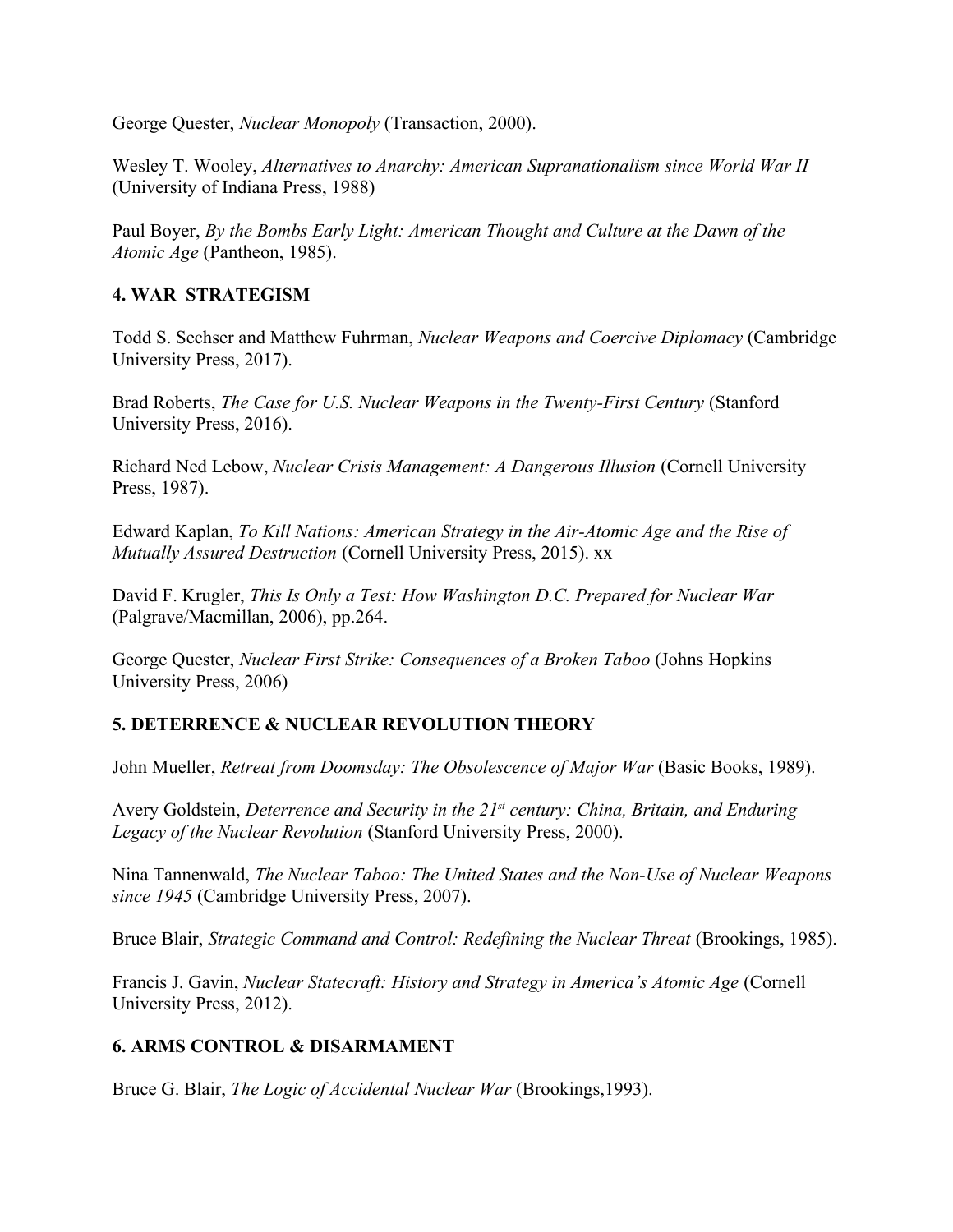George Quester, *Nuclear Monopoly* (Transaction, 2000).

Wesley T. Wooley, *Alternatives to Anarchy: American Supranationalism since World War II* (University of Indiana Press, 1988)

Paul Boyer, *By the Bombs Early Light: American Thought and Culture at the Dawn of the Atomic Age* (Pantheon, 1985).

### 4. WAR STRATEGISM

Todd S. Sechser and Matthew Fuhrman, *Nuclear Weapons and Coercive Diplomacy* (Cambridge University Press, 2017).

Brad Roberts, *The Case for U.S. Nuclear Weapons in the Twenty-First Century* (Stanford University Press, 2016).

Richard Ned Lebow, *Nuclear Crisis Management: A Dangerous Illusion* (Cornell University Press, 1987).

Edward Kaplan, *To Kill Nations: American Strategy in the Air-Atomic Age and the Rise of Mutually Assured Destruction* (Cornell University Press, 2015). xx

David F. Krugler, *This Is Only a Test: How Washington D.C. Prepared for Nuclear War* (Palgrave/Macmillan, 2006), pp.264.

George Quester, *Nuclear First Strike: Consequences of a Broken Taboo* (Johns Hopkins University Press, 2006)

### 5. DETERRENCE & NUCLEAR REVOLUTION THEORY

John Mueller, *Retreat from Doomsday: The Obsolescence of Major War* (Basic Books, 1989).

Avery Goldstein, *Deterrence and Security in the 21st century: China, Britain, and Enduring Legacy of the Nuclear Revolution* (Stanford University Press, 2000).

Nina Tannenwald, *The Nuclear Taboo: The United States and the Non-Use of Nuclear Weapons since 1945* (Cambridge University Press, 2007).

Bruce Blair, *Strategic Command and Control: Redefining the Nuclear Threat* (Brookings, 1985).

Francis J. Gavin, *Nuclear Statecraft: History and Strategy in America's Atomic Age* (Cornell University Press, 2012).

### 6. ARMS CONTROL & DISARMAMENT

Bruce G. Blair, *The Logic of Accidental Nuclear War* (Brookings,1993).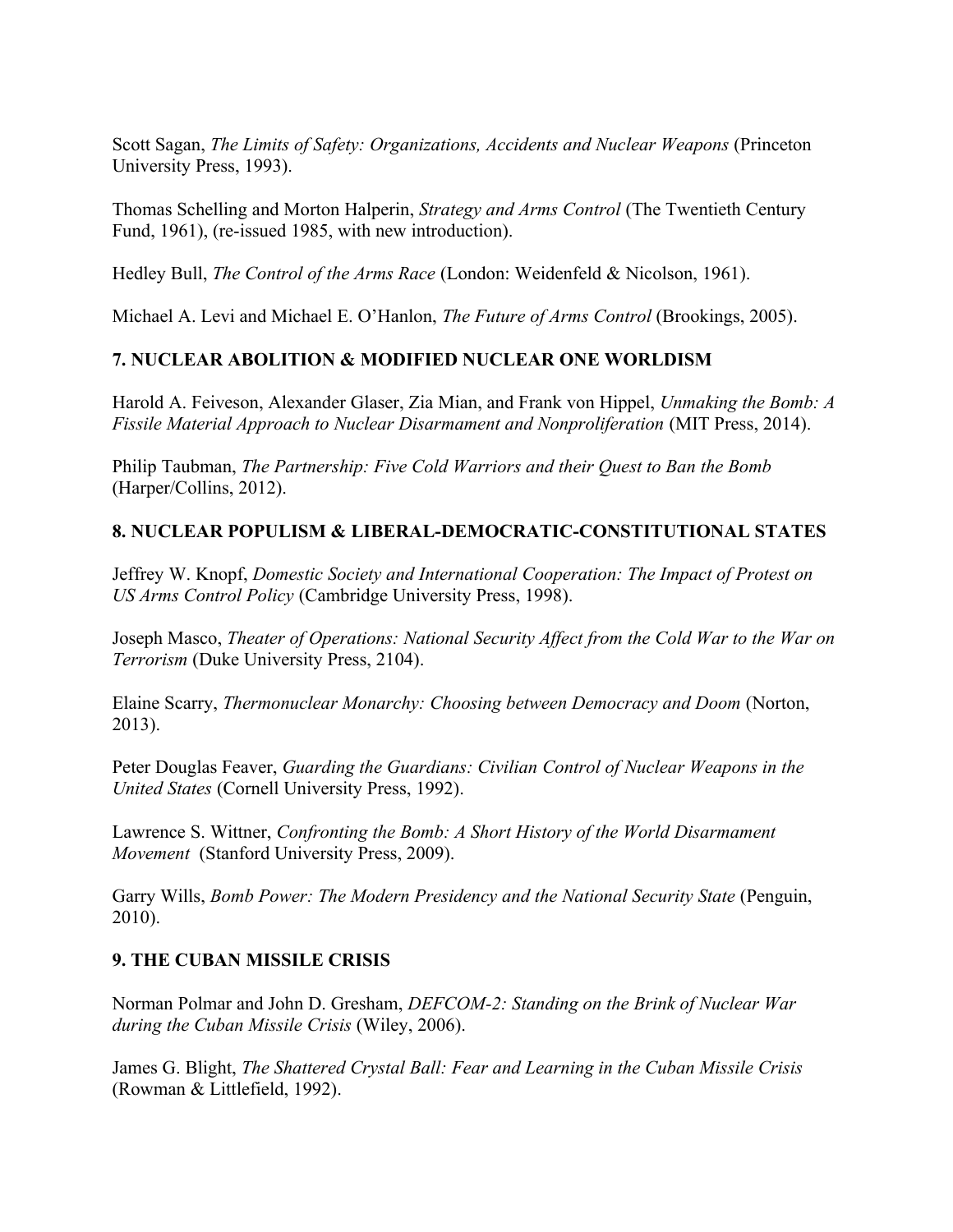Scott Sagan, *The Limits of Safety: Organizations, Accidents and Nuclear Weapons* (Princeton University Press, 1993).

Thomas Schelling and Morton Halperin, *Strategy and Arms Control* (The Twentieth Century Fund, 1961), (re-issued 1985, with new introduction).

Hedley Bull, *The Control of the Arms Race* (London: Weidenfeld & Nicolson, 1961).

Michael A. Levi and Michael E. O'Hanlon, *The Future of Arms Control* (Brookings, 2005).

### 7. NUCLEAR ABOLITION & MODIFIED NUCLEAR ONE WORLDISM

Harold A. Feiveson, Alexander Glaser, Zia Mian, and Frank von Hippel, *Unmaking the Bomb: A Fissile Material Approach to Nuclear Disarmament and Nonproliferation* (MIT Press, 2014).

Philip Taubman, *The Partnership: Five Cold Warriors and their Quest to Ban the Bomb* (Harper/Collins, 2012).

### 8. NUCLEAR POPULISM & LIBERAL-DEMOCRATIC-CONSTITUTIONAL STATES

Jeffrey W. Knopf, *Domestic Society and International Cooperation: The Impact of Protest on US Arms Control Policy* (Cambridge University Press, 1998).

Joseph Masco, *Theater of Operations: National Security Affect from the Cold War to the War on Terrorism* (Duke University Press, 2104).

Elaine Scarry, *Thermonuclear Monarchy: Choosing between Democracy and Doom* (Norton, 2013).

Peter Douglas Feaver, *Guarding the Guardians: Civilian Control of Nuclear Weapons in the United States* (Cornell University Press, 1992).

Lawrence S. Wittner, *Confronting the Bomb: A Short History of the World Disarmament Movement* (Stanford University Press, 2009).

Garry Wills, *Bomb Power: The Modern Presidency and the National Security State* (Penguin, 2010).

### 9. THE CUBAN MISSILE CRISIS

Norman Polmar and John D. Gresham, *DEFCOM-2: Standing on the Brink of Nuclear War during the Cuban Missile Crisis* (Wiley, 2006).

James G. Blight, *The Shattered Crystal Ball: Fear and Learning in the Cuban Missile Crisis* (Rowman & Littlefield, 1992).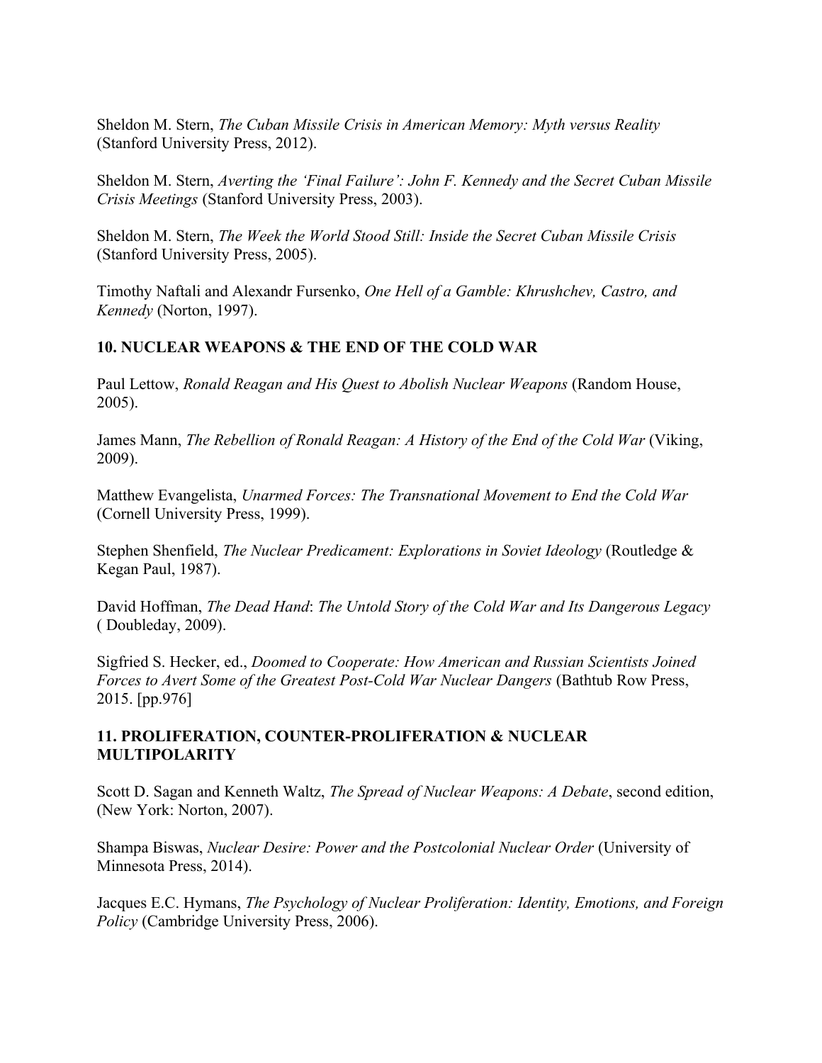Sheldon M. Stern, *The Cuban Missile Crisis in American Memory: Myth versus Reality* (Stanford University Press, 2012).

Sheldon M. Stern, *Averting the 'Final Failure': John F. Kennedy and the Secret Cuban Missile Crisis Meetings* (Stanford University Press, 2003).

Sheldon M. Stern, *The Week the World Stood Still: Inside the Secret Cuban Missile Crisis* (Stanford University Press, 2005).

Timothy Naftali and Alexandr Fursenko, *One Hell of a Gamble: Khrushchev, Castro, and Kennedy* (Norton, 1997).

**10. NUCLEAR WEAPONS & THE END OF THE COLD WAR**

Paul Lettow, *Ronald Reagan and His Quest to Abolish Nuclear Weapons* (Random House, 2005).

James Mann, *The Rebellion of Ronald Reagan: A History of the End of the Cold War* (Viking, 2009).

Matthew Evangelista, *Unarmed Forces: The Transnational Movement to End the Cold War* (Cornell University Press, 1999).

Stephen Shenfield, *The Nuclear Predicament: Explorations in Soviet Ideology* (Routledge & Kegan Paul, 1987).

David Hoffman, *The Dead Hand*: *The Untold Story of the Cold War and Its Dangerous Legacy* ( Doubleday, 2009).

Sigfried S. Hecker, ed., *Doomed to Cooperate: How American and Russian Scientists Joined Forces to Avert Some of the Greatest Post-Cold War Nuclear Dangers* (Bathtub Row Press, 2015. [pp.976]

**11. PROLIFERATION, COUNTER-PROLIFERATION & NUCLEAR MULTIPOLARITY**

Scott D. Sagan and Kenneth Waltz, *The Spread of Nuclear Weapons: A Debate*, second edition, (New York: Norton, 2007).

Shampa Biswas, *Nuclear Desire: Power and the Postcolonial Nuclear Order* (University of Minnesota Press, 2014).

Jacques E.C. Hymans, *The Psychology of Nuclear Proliferation: Identity, Emotions, and Foreign Policy* (Cambridge University Press, 2006).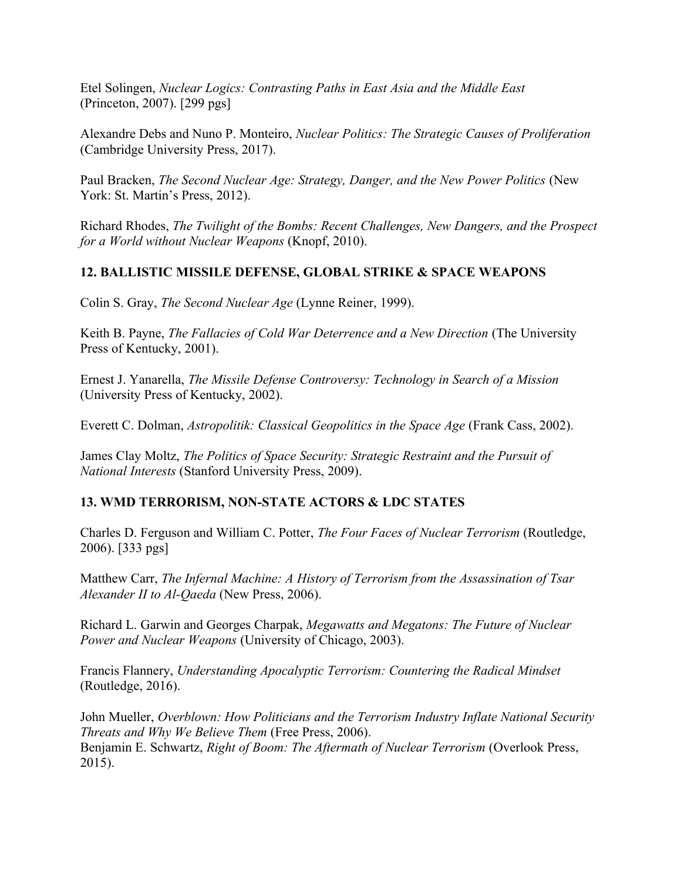Etel Solingen, *Nuclear Logics: Contrasting Paths in East Asia and the Middle East* (Princeton, 2007). [299 pgs]

Alexandre Debs and Nuno P. Monteiro, *Nuclear Politics: The Strategic Causes of Proliferation* (Cambridge University Press, 2017).

Paul Bracken, *The Second Nuclear Age: Strategy, Danger, and the New Power Politics* (New York: St. Martin's Press, 2012).

Richard Rhodes, *The Twilight of the Bombs: Recent Challenges, New Dangers, and the Prospect for a World without Nuclear Weapons* (Knopf, 2010).

**12. BALLISTIC MISSILE DEFENSE, GLOBAL STRIKE & SPACE WEAPONS**

Colin S. Gray, *The Second Nuclear Age* (Lynne Reiner, 1999).

Keith B. Payne, *The Fallacies of Cold War Deterrence and a New Direction* (The University Press of Kentucky, 2001).

Ernest J. Yanarella, *The Missile Defense Controversy: Technology in Search of a Mission* (University Press of Kentucky, 2002).

Everett C. Dolman, *Astropolitik: Classical Geopolitics in the Space Age* (Frank Cass, 2002).

James Clay Moltz, *The Politics of Space Security: Strategic Restraint and the Pursuit of National Interests* (Stanford University Press, 2009).

**13. WMD TERRORISM, NON-STATE ACTORS & LDC STATES**

Charles D. Ferguson and William C. Potter, *The Four Faces of Nuclear Terrorism* (Routledge, 2006). [333 pgs]

Matthew Carr, *The Infernal Machine: A History of Terrorism from the Assassination of Tsar Alexander II to Al-Qaeda* (New Press, 2006).

Richard L. Garwin and Georges Charpak, *Megawatts and Megatons: The Future of Nuclear Power and Nuclear Weapons* (University of Chicago, 2003).

Francis Flannery, *Understanding Apocalyptic Terrorism: Countering the Radical Mindset* (Routledge, 2016).

John Mueller, *Overblown: How Politicians and the Terrorism Industry Inflate National Security Threats and Why We Believe Them* (Free Press, 2006).

Benjamin E. Schwartz, *Right of Boom: The Aftermath of Nuclear Terrorism* (Overlook Press, 2015).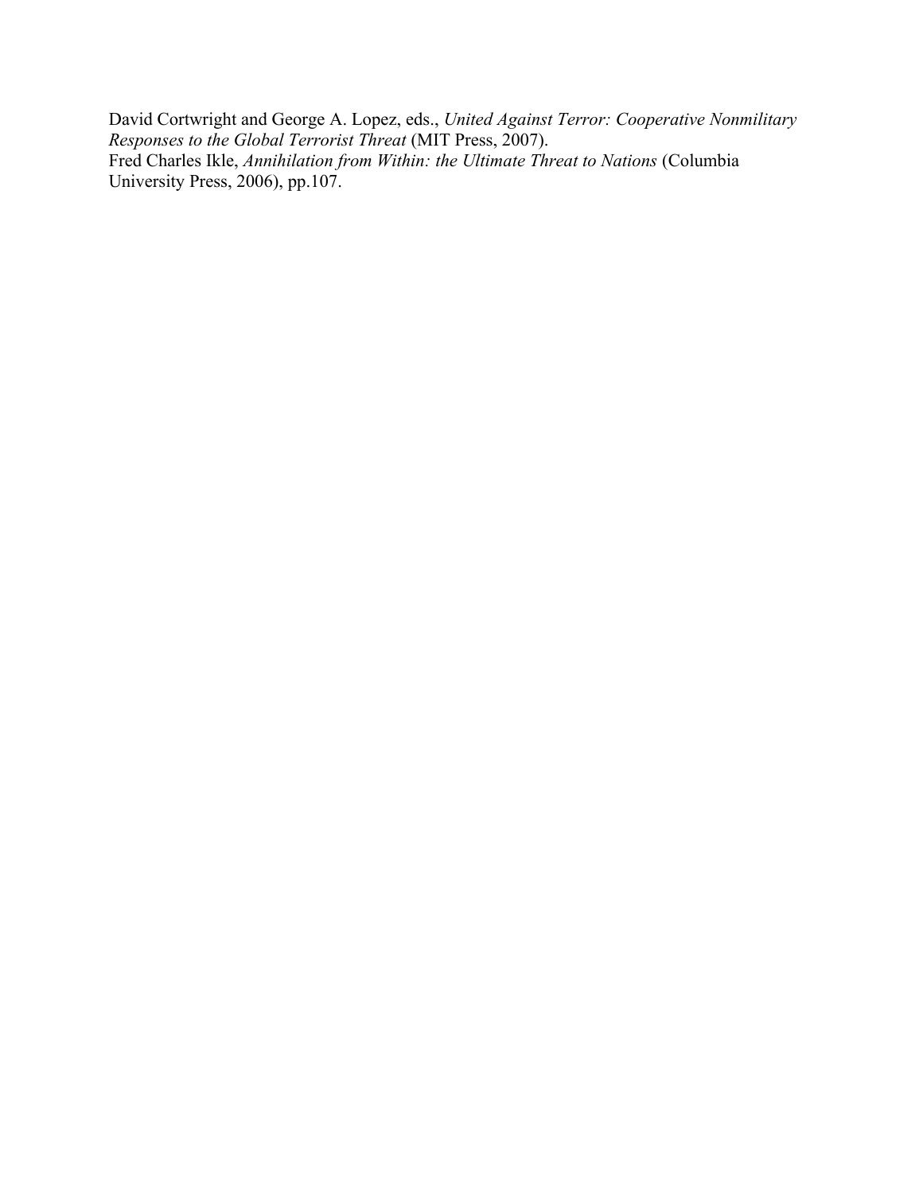David Cortwright and George A. Lopez, eds., *United Against Terror: Cooperative Nonmilitary Responses to the Global Terrorist Threat* (MIT Press, 2007).

Fred Charles Ikle, *Annihilation from Within: the Ultimate Threat to Nations* (Columbia University Press, 2006), pp.107.